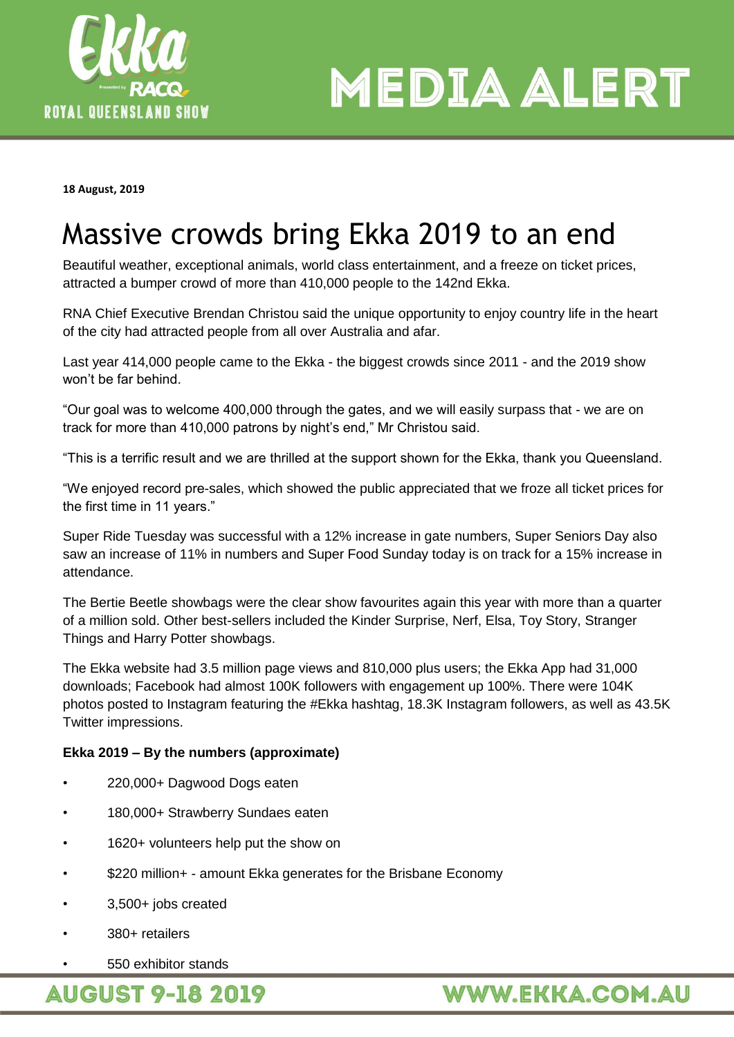**18 August, 2019**

# Massive crowds bring Ekka 2019 to an end

Beautiful weather, exceptional animals, world class entertainment, and a freeze on ticket prices, attracted a bumper crowd of more than 410,000 people to the 142nd Ekka.

RNA Chief Executive Brendan Christou said the unique opportunity to enjoy country life in the heart of the city had attracted people from all over Australia and afar.

Last year 414,000 people came to the Ekka - the biggest crowds since 2011 - and the 2019 show won't be far behind.

"Our goal was to welcome 400,000 through the gates, and we will easily surpass that - we are on track for more than 410,000 patrons by night's end," Mr Christou said.

"This is a terrific result and we are thrilled at the support shown for the Ekka, thank you Queensland.

"We enjoyed record pre-sales, which showed the public appreciated that we froze all ticket prices for the first time in 11 years."

Super Ride Tuesday was successful with a 12% increase in gate numbers, Super Seniors Day also saw an increase of 11% in numbers and Super Food Sunday today is on track for a 15% increase in attendance.

The Bertie Beetle showbags were the clear show favourites again this year with more than a quarter of a million sold. Other best-sellers included the Kinder Surprise, Nerf, Elsa, Toy Story, Stranger Things and Harry Potter showbags.

The Ekka website had 3.5 million page views and 810,000 plus users; the Ekka App had 31,000 downloads; Facebook had almost 100K followers with engagement up 100%. There were 104K photos posted to Instagram featuring the #Ekka hashtag, 18.3K Instagram followers, as well as 43.5K Twitter impressions.

**Ekka 2019 – By the numbers (approximate)**

- 220,000+ Dagwood Dogs eaten
- 180,000+ Strawberry Sundaes eaten
- 1620+ volunteers help put the show on
- $220 million+ - amount Ekka generates for the Brisbane Economy
- 3,500+ jobs created
- 380+ retailers
- 550 exhibitor stands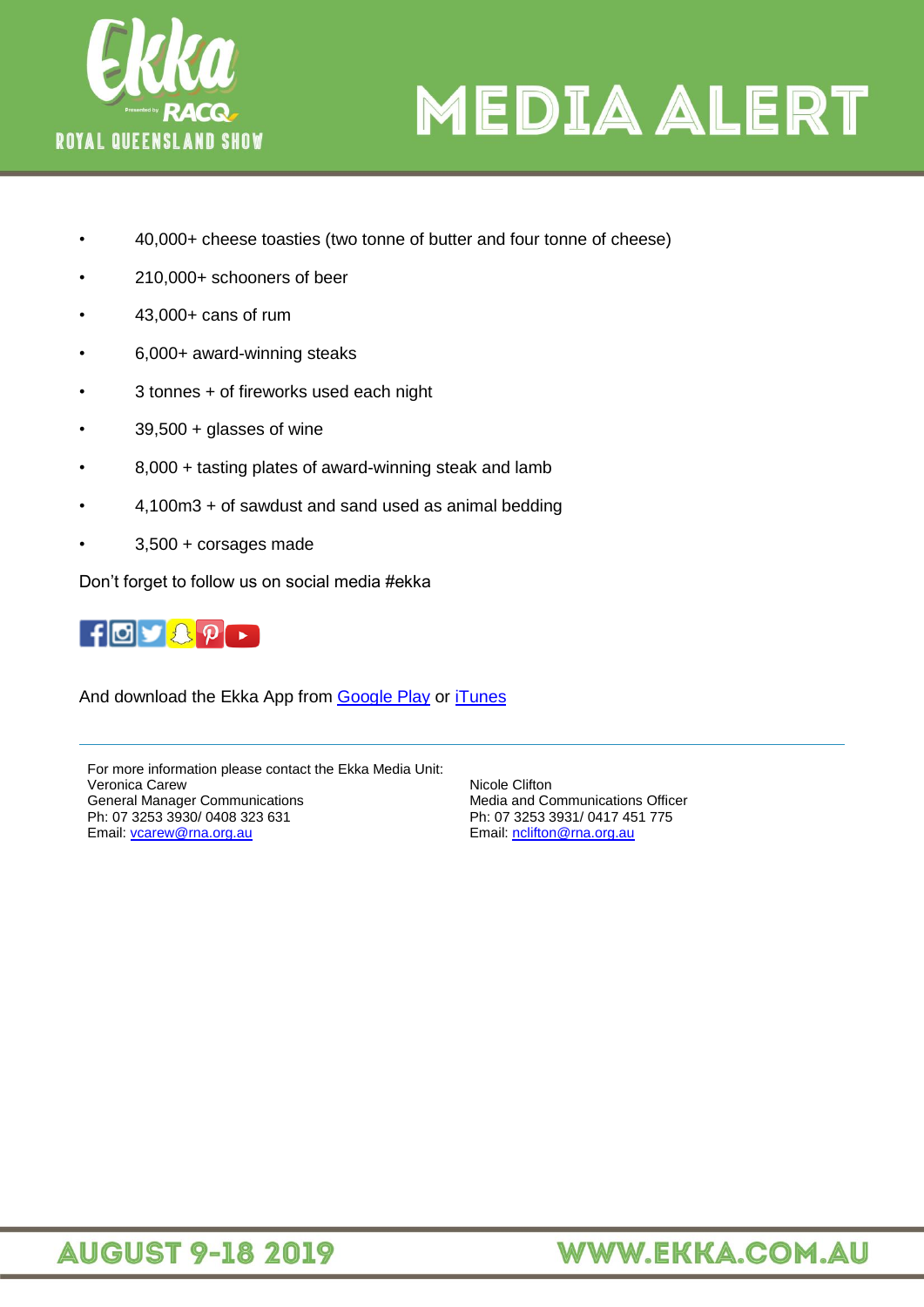- 40,000+ cheese toasties (two tonne of butter and four tonne of cheese)
- 210,000+ schooners of beer
- 43,000+ cans of rum
- 6,000+ award-winning steaks
- 3 tonnes + of fireworks used each night
- 39,500 + glasses of wine
- 8,000 + tasting plates of award-winning steak and lamb
- 4,100m3 + of sawdust and sand used as animal bedding
- 3,500 + corsages made

Don't forget to follow us on social media #ekka

And download the Ekka App from Google Play or iTunes

---

For more information please contact the Ekka Media Unit:
Veronica Carew
General Manager Communications
Ph: 07 3253 3930/ 0408 323 631
Email: vcarew@rna.org.au

Nicole Clifton
Media and Communications Officer
Ph: 07 3253 3931/ 0417 451 775
Email: nclifton@rna.org.au